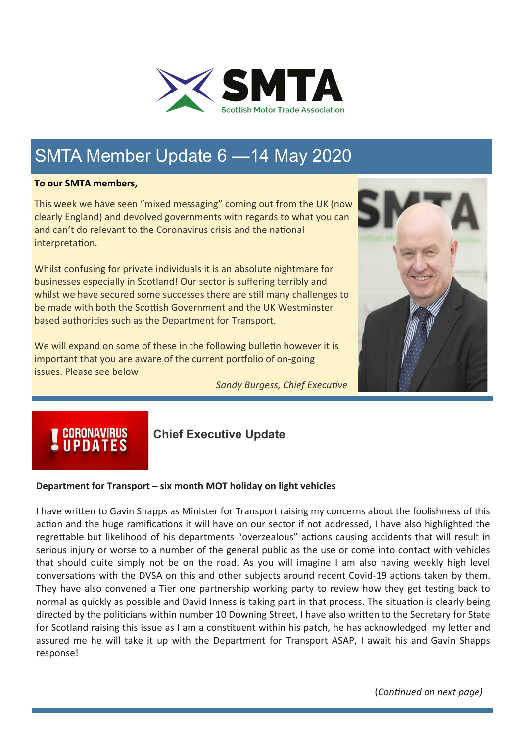# SMTA Member Update 6 —14 May 2020

**To our SMTA members,**

This week we have seen "mixed messaging" coming out from the UK (now clearly England) and devolved governments with regards to what you can and can't do relevant to the Coronavirus crisis and the national interpretation.

Whilst confusing for private individuals it is an absolute nightmare for businesses especially in Scotland! Our sector is suffering terribly and whilst we have secured some successes there are still many challenges to be made with both the Scottish Government and the UK Westminster based authorities such as the Department for Transport.

We will expand on some of these in the following bulletin however it is important that you are aware of the current portfolio of on-going issues. Please see below

*Sandy Burgess, Chief Executive*

## Chief Executive Update

**Department for Transport – six month MOT holiday on light vehicles**

I have written to Gavin Shapps as Minister for Transport raising my concerns about the foolishness of this action and the huge ramifications it will have on our sector if not addressed, I have also highlighted the regrettable but likelihood of his departments "overzealous" actions causing accidents that will result in serious injury or worse to a number of the general public as the use or come into contact with vehicles that should quite simply not be on the road. As you will imagine I am also having weekly high level conversations with the DVSA on this and other subjects around recent Covid-19 actions taken by them. They have also convened a Tier one partnership working party to review how they get testing back to normal as quickly as possible and David Inness is taking part in that process. The situation is clearly being directed by the politicians within number 10 Downing Street, I have also written to the Secretary for State for Scotland raising this issue as I am a constituent within his patch, he has acknowledged my letter and assured me he will take it up with the Department for Transport ASAP, I await his and Gavin Shapps response!

(*Continued on next page)*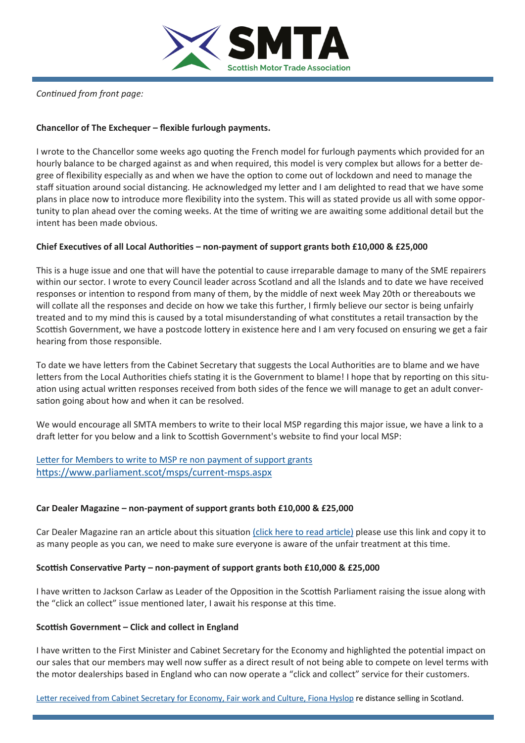*Continued from front page:*

**Chancellor of The Exchequer – flexible furlough payments.**

I wrote to the Chancellor some weeks ago quoting the French model for furlough payments which provided for an hourly balance to be charged against as and when required, this model is very complex but allows for a better degree of flexibility especially as and when we have the option to come out of lockdown and need to manage the staff situation around social distancing. He acknowledged my letter and I am delighted to read that we have some plans in place now to introduce more flexibility into the system. This will as stated provide us all with some opportunity to plan ahead over the coming weeks. At the time of writing we are awaiting some additional detail but the intent has been made obvious.

**Chief Executives of all Local Authorities – non-payment of support grants both £10,000 & £25,000**

This is a huge issue and one that will have the potential to cause irreparable damage to many of the SME repairers within our sector. I wrote to every Council leader across Scotland and all the Islands and to date we have received responses or intention to respond from many of them, by the middle of next week May 20th or thereabouts we will collate all the responses and decide on how we take this further, I firmly believe our sector is being unfairly treated and to my mind this is caused by a total misunderstanding of what constitutes a retail transaction by the Scottish Government, we have a postcode lottery in existence here and I am very focused on ensuring we get a fair hearing from those responsible.

To date we have letters from the Cabinet Secretary that suggests the Local Authorities are to blame and we have letters from the Local Authorities chiefs stating it is the Government to blame! I hope that by reporting on this situation using actual written responses received from both sides of the fence we will manage to get an adult conversation going about how and when it can be resolved.

We would encourage all SMTA members to write to their local MSP regarding this major issue, we have a link to a draft letter for you below and a link to Scottish Government's website to find your local MSP:

Letter for Members to write to MSP re non payment of support grants
https://www.parliament.scot/msps/current-msps.aspx

**Car Dealer Magazine – non-payment of support grants both £10,000 & £25,000**

Car Dealer Magazine ran an article about this situation (click here to read article) please use this link and copy it to as many people as you can, we need to make sure everyone is aware of the unfair treatment at this time.

**Scottish Conservative Party – non-payment of support grants both £10,000 & £25,000**

I have written to Jackson Carlaw as Leader of the Opposition in the Scottish Parliament raising the issue along with the "click an collect" issue mentioned later, I await his response at this time.

**Scottish Government – Click and collect in England**

I have written to the First Minister and Cabinet Secretary for the Economy and highlighted the potential impact on our sales that our members may well now suffer as a direct result of not being able to compete on level terms with the motor dealerships based in England who can now operate a "click and collect" service for their customers.

Letter received from Cabinet Secretary for Economy, Fair work and Culture, Fiona Hyslop re distance selling in Scotland.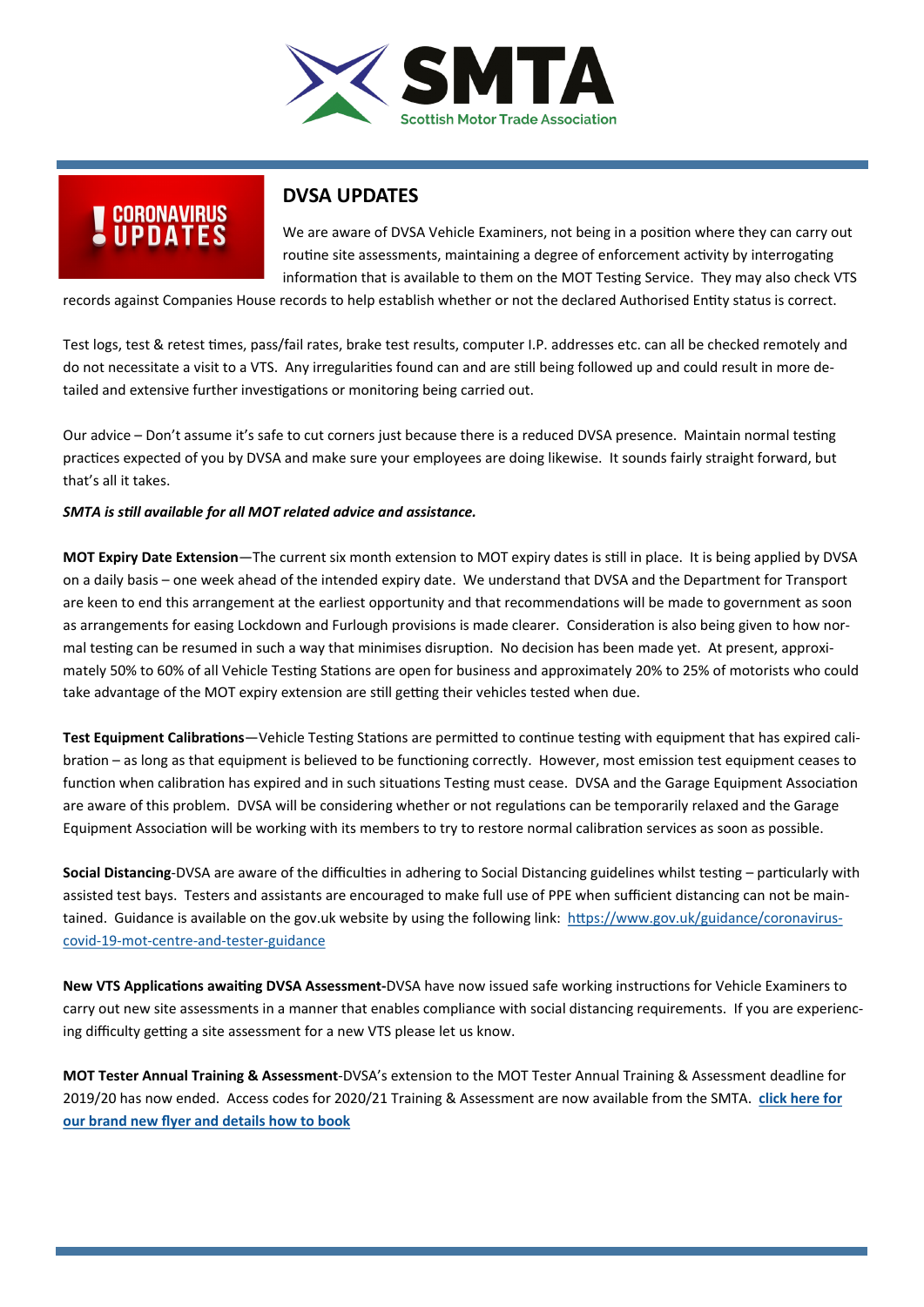## DVSA UPDATES

We are aware of DVSA Vehicle Examiners, not being in a position where they can carry out routine site assessments, maintaining a degree of enforcement activity by interrogating information that is available to them on the MOT Testing Service. They may also check VTS records against Companies House records to help establish whether or not the declared Authorised Entity status is correct.

Test logs, test & retest times, pass/fail rates, brake test results, computer I.P. addresses etc. can all be checked remotely and do not necessitate a visit to a VTS. Any irregularities found can and are still being followed up and could result in more detailed and extensive further investigations or monitoring being carried out.

Our advice – Don't assume it's safe to cut corners just because there is a reduced DVSA presence. Maintain normal testing practices expected of you by DVSA and make sure your employees are doing likewise. It sounds fairly straight forward, but that's all it takes.

***SMTA is still available for all MOT related advice and assistance.***

**MOT Expiry Date Extension**—The current six month extension to MOT expiry dates is still in place. It is being applied by DVSA on a daily basis – one week ahead of the intended expiry date. We understand that DVSA and the Department for Transport are keen to end this arrangement at the earliest opportunity and that recommendations will be made to government as soon as arrangements for easing Lockdown and Furlough provisions is made clearer. Consideration is also being given to how normal testing can be resumed in such a way that minimises disruption. No decision has been made yet. At present, approximately 50% to 60% of all Vehicle Testing Stations are open for business and approximately 20% to 25% of motorists who could take advantage of the MOT expiry extension are still getting their vehicles tested when due.

**Test Equipment Calibrations**—Vehicle Testing Stations are permitted to continue testing with equipment that has expired calibration – as long as that equipment is believed to be functioning correctly. However, most emission test equipment ceases to function when calibration has expired and in such situations Testing must cease. DVSA and the Garage Equipment Association are aware of this problem. DVSA will be considering whether or not regulations can be temporarily relaxed and the Garage Equipment Association will be working with its members to try to restore normal calibration services as soon as possible.

**Social Distancing**-DVSA are aware of the difficulties in adhering to Social Distancing guidelines whilst testing – particularly with assisted test bays. Testers and assistants are encouraged to make full use of PPE when sufficient distancing can not be maintained. Guidance is available on the gov.uk website by using the following link: https://www.gov.uk/guidance/coronavirus-covid-19-mot-centre-and-tester-guidance

**New VTS Applications awaiting DVSA Assessment-**DVSA have now issued safe working instructions for Vehicle Examiners to carry out new site assessments in a manner that enables compliance with social distancing requirements. If you are experiencing difficulty getting a site assessment for a new VTS please let us know.

**MOT Tester Annual Training & Assessment**-DVSA's extension to the MOT Tester Annual Training & Assessment deadline for 2019/20 has now ended. Access codes for 2020/21 Training & Assessment are now available from the SMTA. **click here for our brand new flyer and details how to book**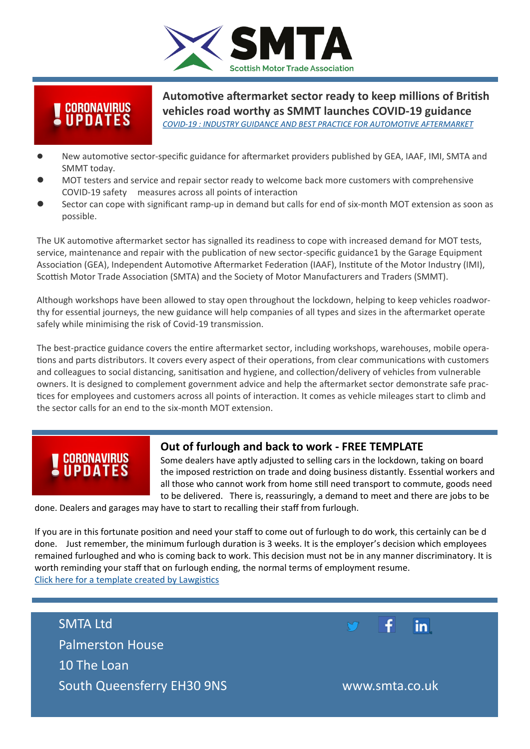# SMTA

Scottish Motor Trade Association

CORONAVIRUS UPDATES

## Automotive aftermarket sector ready to keep millions of British vehicles road worthy as SMMT launches COVID-19 guidance

*COVID-19 : INDUSTRY GUIDANCE AND BEST PRACTICE FOR AUTOMOTIVE AFTERMARKET*

- New automotive sector-specific guidance for aftermarket providers published by GEA, IAAF, IMI, SMTA and SMMT today.
- MOT testers and service and repair sector ready to welcome back more customers with comprehensive COVID-19 safety measures across all points of interaction
- Sector can cope with significant ramp-up in demand but calls for end of six-month MOT extension as soon as possible.

The UK automotive aftermarket sector has signalled its readiness to cope with increased demand for MOT tests, service, maintenance and repair with the publication of new sector-specific guidance1 by the Garage Equipment Association (GEA), Independent Automotive Aftermarket Federation (IAAF), Institute of the Motor Industry (IMI), Scottish Motor Trade Association (SMTA) and the Society of Motor Manufacturers and Traders (SMMT).

Although workshops have been allowed to stay open throughout the lockdown, helping to keep vehicles roadworthy for essential journeys, the new guidance will help companies of all types and sizes in the aftermarket operate safely while minimising the risk of Covid-19 transmission.

The best-practice guidance covers the entire aftermarket sector, including workshops, warehouses, mobile operations and parts distributors. It covers every aspect of their operations, from clear communications with customers and colleagues to social distancing, sanitisation and hygiene, and collection/delivery of vehicles from vulnerable owners. It is designed to complement government advice and help the aftermarket sector demonstrate safe practices for employees and customers across all points of interaction. It comes as vehicle mileages start to climb and the sector calls for an end to the six-month MOT extension.

CORONAVIRUS UPDATES

## Out of furlough and back to work - FREE TEMPLATE

Some dealers have aptly adjusted to selling cars in the lockdown, taking on board the imposed restriction on trade and doing business distantly. Essential workers and all those who cannot work from home still need transport to commute, goods need to be delivered. There is, reassuringly, a demand to meet and there are jobs to be done. Dealers and garages may have to start to recalling their staff from furlough.

If you are in this fortunate position and need your staff to come out of furlough to do work, this certainly can be d done. Just remember, the minimum furlough duration is 3 weeks. It is the employer's decision which employees remained furloughed and who is coming back to work. This decision must not be in any manner discriminatory. It is worth reminding your staff that on furlough ending, the normal terms of employment resume.

Click here for a template created by Lawgistics

SMTA Ltd
Palmerston House
10 The Loan
South Queensferry EH30 9NS

www.smta.co.uk